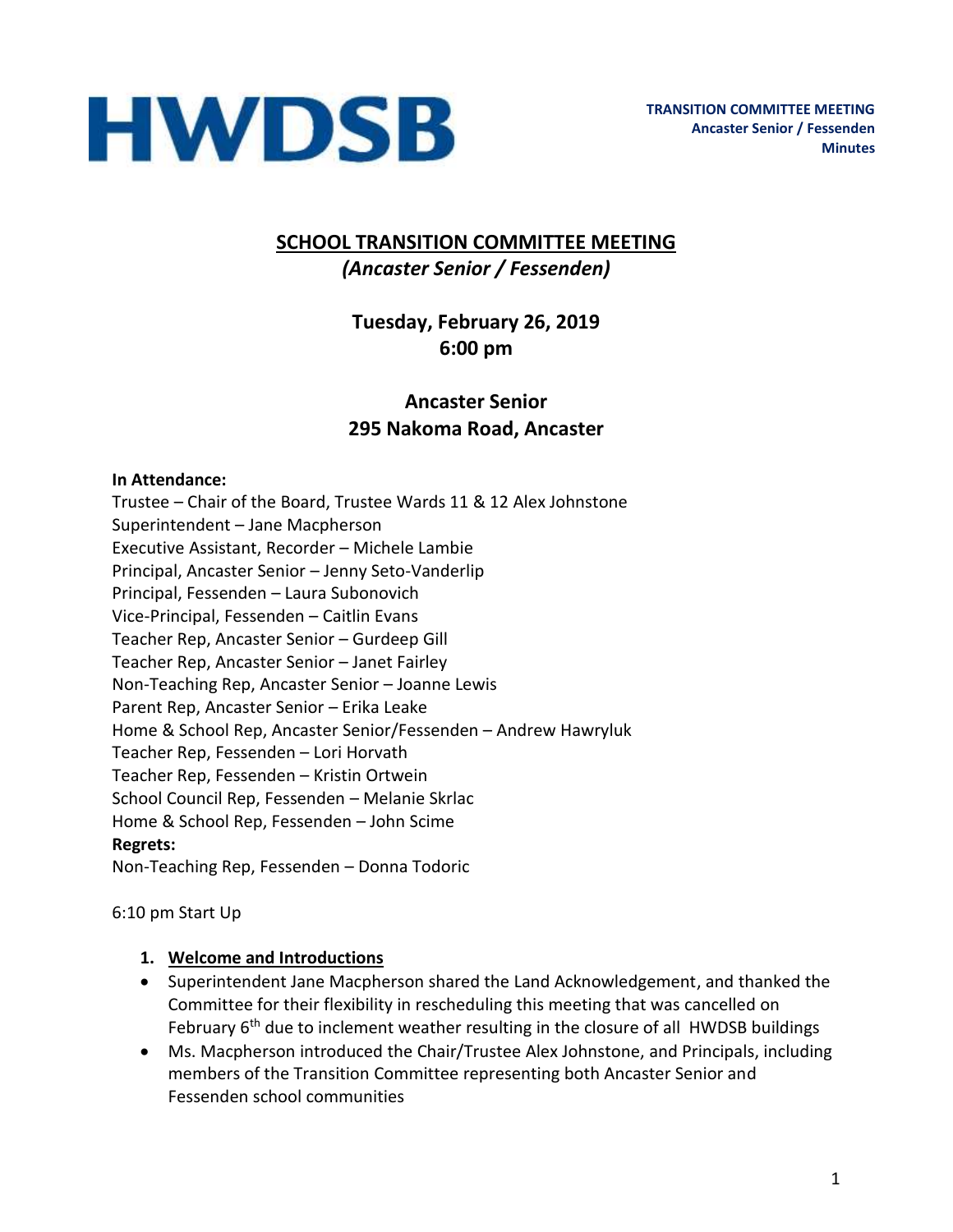HWDSB

**TRANSITION COMMITTEE MEETING**
**Ancaster Senior / Fessenden**
**Minutes**

## SCHOOL TRANSITION COMMITTEE MEETING

*(Ancaster Senior / Fessenden)*

**Tuesday, February 26, 2019**
**6:00 pm**

**Ancaster Senior**
**295 Nakoma Road, Ancaster**

**In Attendance:**
Trustee – Chair of the Board, Trustee Wards 11 & 12 Alex Johnstone
Superintendent – Jane Macpherson
Executive Assistant, Recorder – Michele Lambie
Principal, Ancaster Senior – Jenny Seto-Vanderlip
Principal, Fessenden – Laura Subonovich
Vice-Principal, Fessenden – Caitlin Evans
Teacher Rep, Ancaster Senior – Gurdeep Gill
Teacher Rep, Ancaster Senior – Janet Fairley
Non-Teaching Rep, Ancaster Senior – Joanne Lewis
Parent Rep, Ancaster Senior – Erika Leake
Home & School Rep, Ancaster Senior/Fessenden – Andrew Hawryluk
Teacher Rep, Fessenden – Lori Horvath
Teacher Rep, Fessenden – Kristin Ortwein
School Council Rep, Fessenden – Melanie Skrlac
Home & School Rep, Fessenden – John Scime
**Regrets:**
Non-Teaching Rep, Fessenden – Donna Todoric

6:10 pm Start Up

1. **Welcome and Introductions**

- Superintendent Jane Macpherson shared the Land Acknowledgement, and thanked the Committee for their flexibility in rescheduling this meeting that was cancelled on February 6th due to inclement weather resulting in the closure of all HWDSB buildings
- Ms. Macpherson introduced the Chair/Trustee Alex Johnstone, and Principals, including members of the Transition Committee representing both Ancaster Senior and Fessenden school communities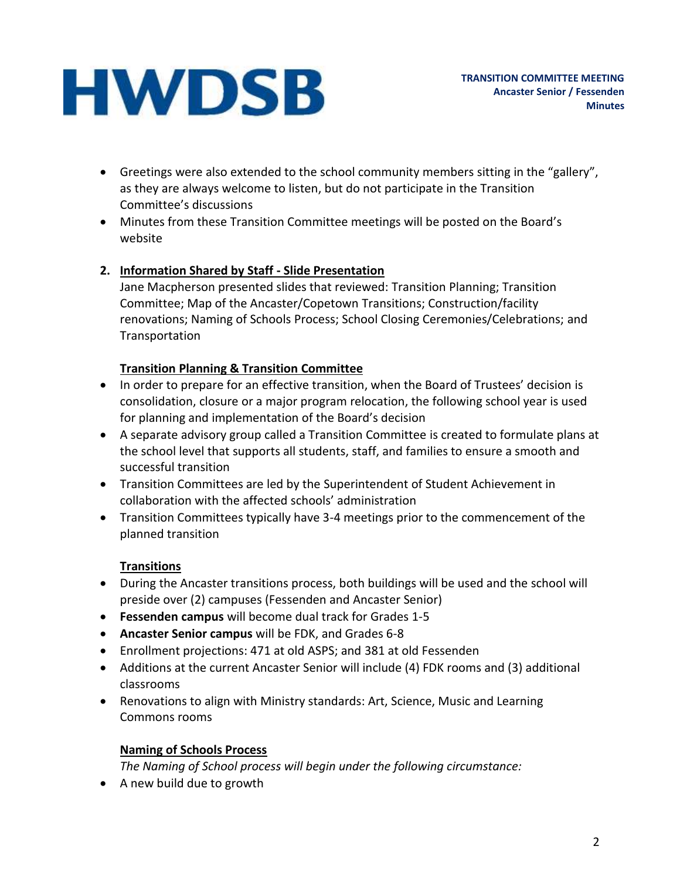- Greetings were also extended to the school community members sitting in the "gallery", as they are always welcome to listen, but do not participate in the Transition Committee's discussions
- Minutes from these Transition Committee meetings will be posted on the Board's website

2. **Information Shared by Staff - Slide Presentation**

   Jane Macpherson presented slides that reviewed: Transition Planning; Transition Committee; Map of the Ancaster/Copetown Transitions; Construction/facility renovations; Naming of Schools Process; School Closing Ceremonies/Celebrations; and Transportation

**Transition Planning & Transition Committee**

- In order to prepare for an effective transition, when the Board of Trustees' decision is consolidation, closure or a major program relocation, the following school year is used for planning and implementation of the Board's decision
- A separate advisory group called a Transition Committee is created to formulate plans at the school level that supports all students, staff, and families to ensure a smooth and successful transition
- Transition Committees are led by the Superintendent of Student Achievement in collaboration with the affected schools' administration
- Transition Committees typically have 3-4 meetings prior to the commencement of the planned transition

**Transitions**

- During the Ancaster transitions process, both buildings will be used and the school will preside over (2) campuses (Fessenden and Ancaster Senior)
- **Fessenden campus** will become dual track for Grades 1-5
- **Ancaster Senior campus** will be FDK, and Grades 6-8
- Enrollment projections: 471 at old ASPS; and 381 at old Fessenden
- Additions at the current Ancaster Senior will include (4) FDK rooms and (3) additional classrooms
- Renovations to align with Ministry standards: Art, Science, Music and Learning Commons rooms

**Naming of Schools Process**

*The Naming of School process will begin under the following circumstance:*

- A new build due to growth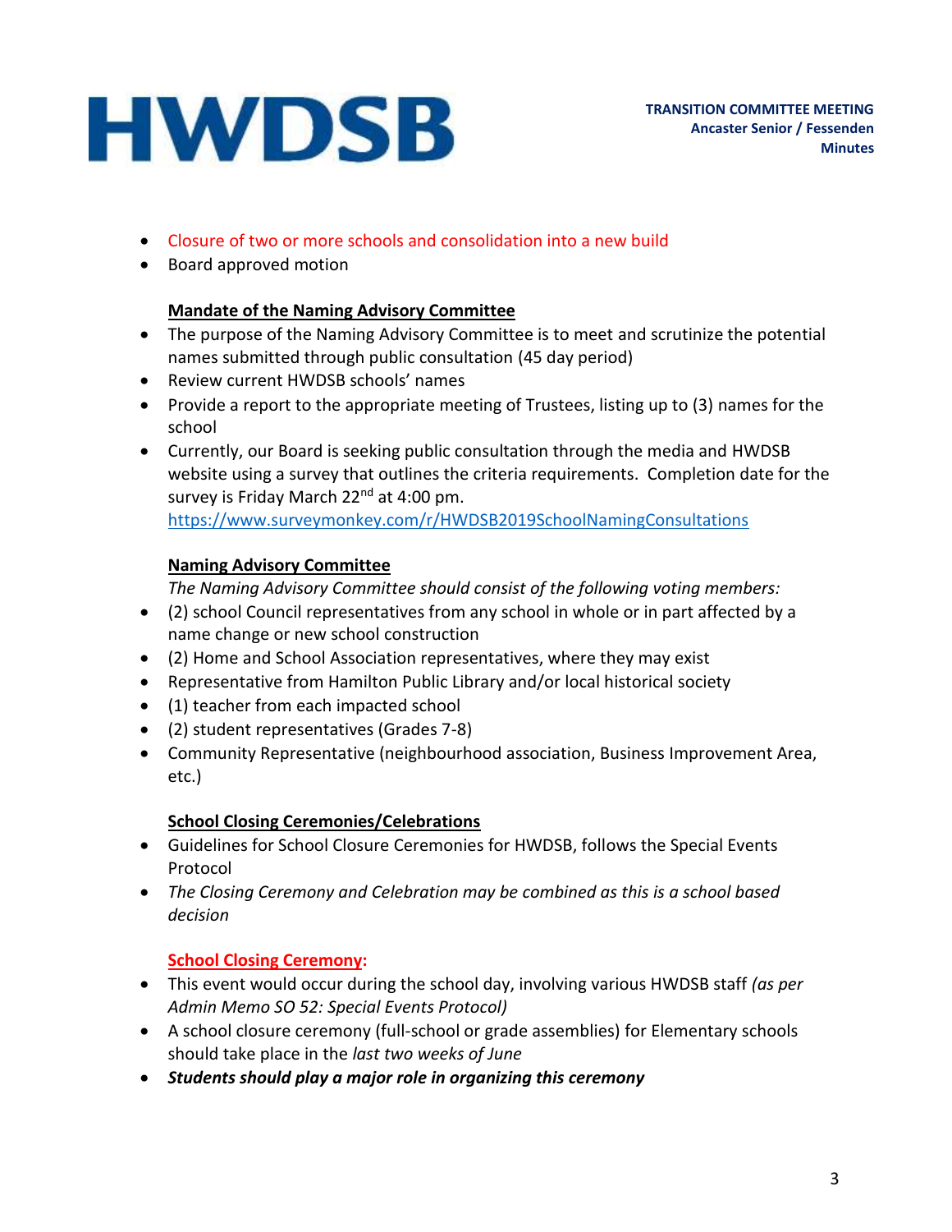- Closure of two or more schools and consolidation into a new build
- Board approved motion

**Mandate of the Naming Advisory Committee**

- The purpose of the Naming Advisory Committee is to meet and scrutinize the potential names submitted through public consultation (45 day period)
- Review current HWDSB schools' names
- Provide a report to the appropriate meeting of Trustees, listing up to (3) names for the school
- Currently, our Board is seeking public consultation through the media and HWDSB website using a survey that outlines the criteria requirements. Completion date for the survey is Friday March 22nd at 4:00 pm. https://www.surveymonkey.com/r/HWDSB2019SchoolNamingConsultations

**Naming Advisory Committee**

*The Naming Advisory Committee should consist of the following voting members:*

- (2) school Council representatives from any school in whole or in part affected by a name change or new school construction
- (2) Home and School Association representatives, where they may exist
- Representative from Hamilton Public Library and/or local historical society
- (1) teacher from each impacted school
- (2) student representatives (Grades 7-8)
- Community Representative (neighbourhood association, Business Improvement Area, etc.)

**School Closing Ceremonies/Celebrations**

- Guidelines for School Closure Ceremonies for HWDSB, follows the Special Events Protocol
- *The Closing Ceremony and Celebration may be combined as this is a school based decision*

**School Closing Ceremony:**

- This event would occur during the school day, involving various HWDSB staff *(as per Admin Memo SO 52: Special Events Protocol)*
- A school closure ceremony (full-school or grade assemblies) for Elementary schools should take place in the *last two weeks of June*
- ***Students should play a major role in organizing this ceremony***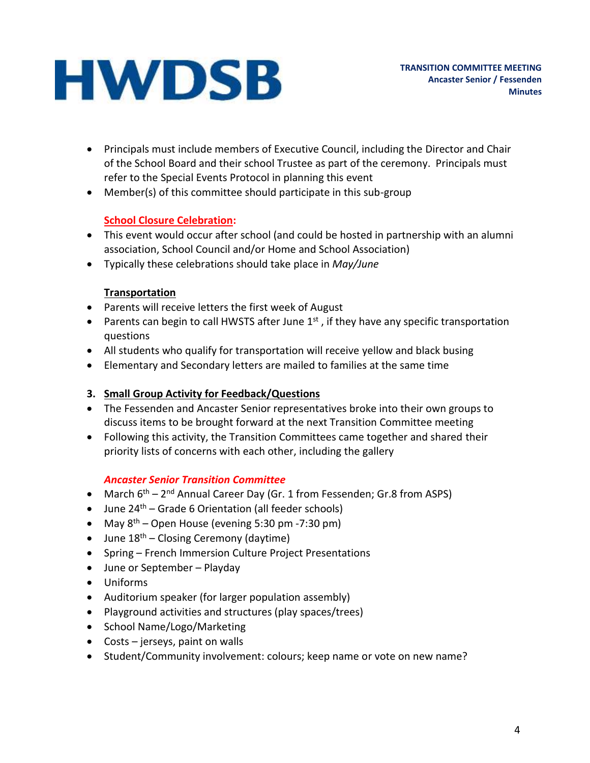- Principals must include members of Executive Council, including the Director and Chair of the School Board and their school Trustee as part of the ceremony. Principals must refer to the Special Events Protocol in planning this event
- Member(s) of this committee should participate in this sub-group

**School Closure Celebration:**

- This event would occur after school (and could be hosted in partnership with an alumni association, School Council and/or Home and School Association)
- Typically these celebrations should take place in *May/June*

**Transportation**

- Parents will receive letters the first week of August
- Parents can begin to call HWSTS after June 1st , if they have any specific transportation questions
- All students who qualify for transportation will receive yellow and black busing
- Elementary and Secondary letters are mailed to families at the same time

## 3. Small Group Activity for Feedback/Questions

- The Fessenden and Ancaster Senior representatives broke into their own groups to discuss items to be brought forward at the next Transition Committee meeting
- Following this activity, the Transition Committees came together and shared their priority lists of concerns with each other, including the gallery

***Ancaster Senior Transition Committee***

- March 6th – 2nd Annual Career Day (Gr. 1 from Fessenden; Gr.8 from ASPS)
- June 24th – Grade 6 Orientation (all feeder schools)
- May 8th – Open House (evening 5:30 pm -7:30 pm)
- June 18th – Closing Ceremony (daytime)
- Spring – French Immersion Culture Project Presentations
- June or September – Playday
- Uniforms
- Auditorium speaker (for larger population assembly)
- Playground activities and structures (play spaces/trees)
- School Name/Logo/Marketing
- Costs – jerseys, paint on walls
- Student/Community involvement: colours; keep name or vote on new name?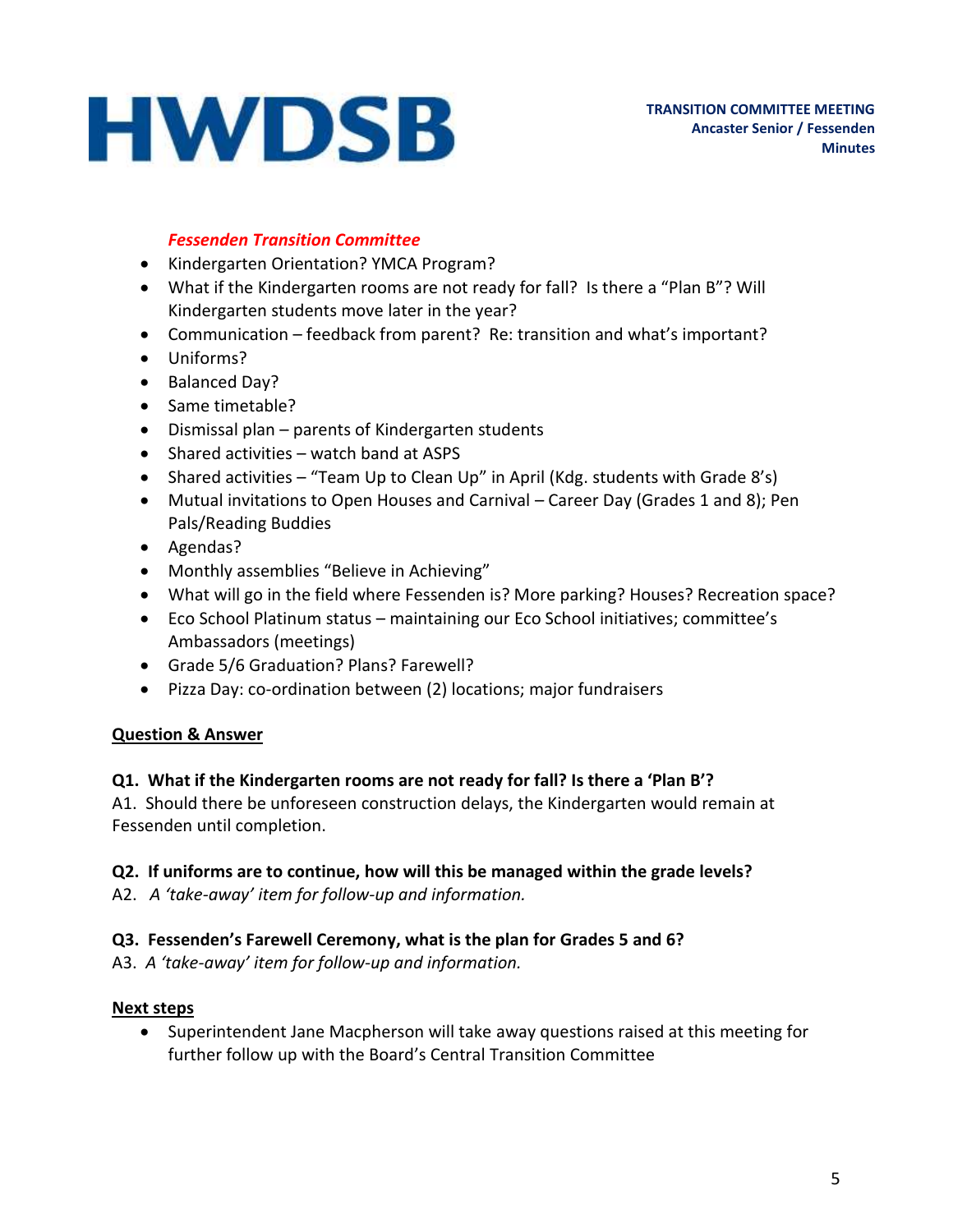*Fessenden Transition Committee*

- Kindergarten Orientation? YMCA Program?
- What if the Kindergarten rooms are not ready for fall? Is there a "Plan B"? Will Kindergarten students move later in the year?
- Communication – feedback from parent? Re: transition and what's important?
- Uniforms?
- Balanced Day?
- Same timetable?
- Dismissal plan – parents of Kindergarten students
- Shared activities – watch band at ASPS
- Shared activities – "Team Up to Clean Up" in April (Kdg. students with Grade 8's)
- Mutual invitations to Open Houses and Carnival – Career Day (Grades 1 and 8); Pen Pals/Reading Buddies
- Agendas?
- Monthly assemblies "Believe in Achieving"
- What will go in the field where Fessenden is? More parking? Houses? Recreation space?
- Eco School Platinum status – maintaining our Eco School initiatives; committee's Ambassadors (meetings)
- Grade 5/6 Graduation? Plans? Farewell?
- Pizza Day: co-ordination between (2) locations; major fundraisers

**Question & Answer**

**Q1. What if the Kindergarten rooms are not ready for fall? Is there a 'Plan B'?**
A1. Should there be unforeseen construction delays, the Kindergarten would remain at Fessenden until completion.

**Q2. If uniforms are to continue, how will this be managed within the grade levels?**
A2. *A 'take-away' item for follow-up and information.*

**Q3. Fessenden's Farewell Ceremony, what is the plan for Grades 5 and 6?**
A3. *A 'take-away' item for follow-up and information.*

**Next steps**

- Superintendent Jane Macpherson will take away questions raised at this meeting for further follow up with the Board's Central Transition Committee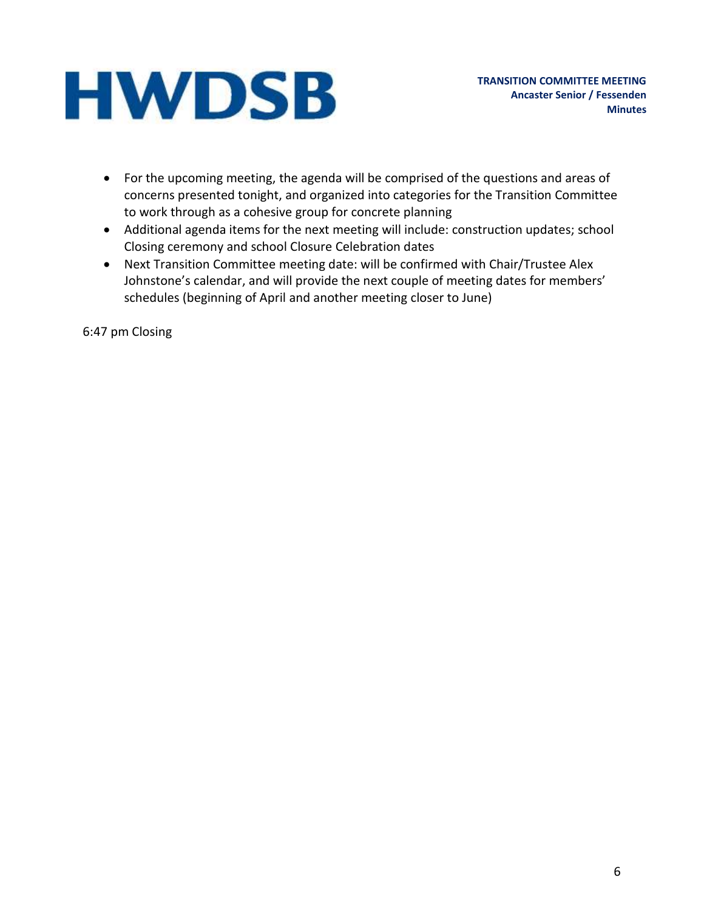- For the upcoming meeting, the agenda will be comprised of the questions and areas of concerns presented tonight, and organized into categories for the Transition Committee to work through as a cohesive group for concrete planning
- Additional agenda items for the next meeting will include: construction updates; school Closing ceremony and school Closure Celebration dates
- Next Transition Committee meeting date: will be confirmed with Chair/Trustee Alex Johnstone's calendar, and will provide the next couple of meeting dates for members' schedules (beginning of April and another meeting closer to June)

6:47 pm Closing